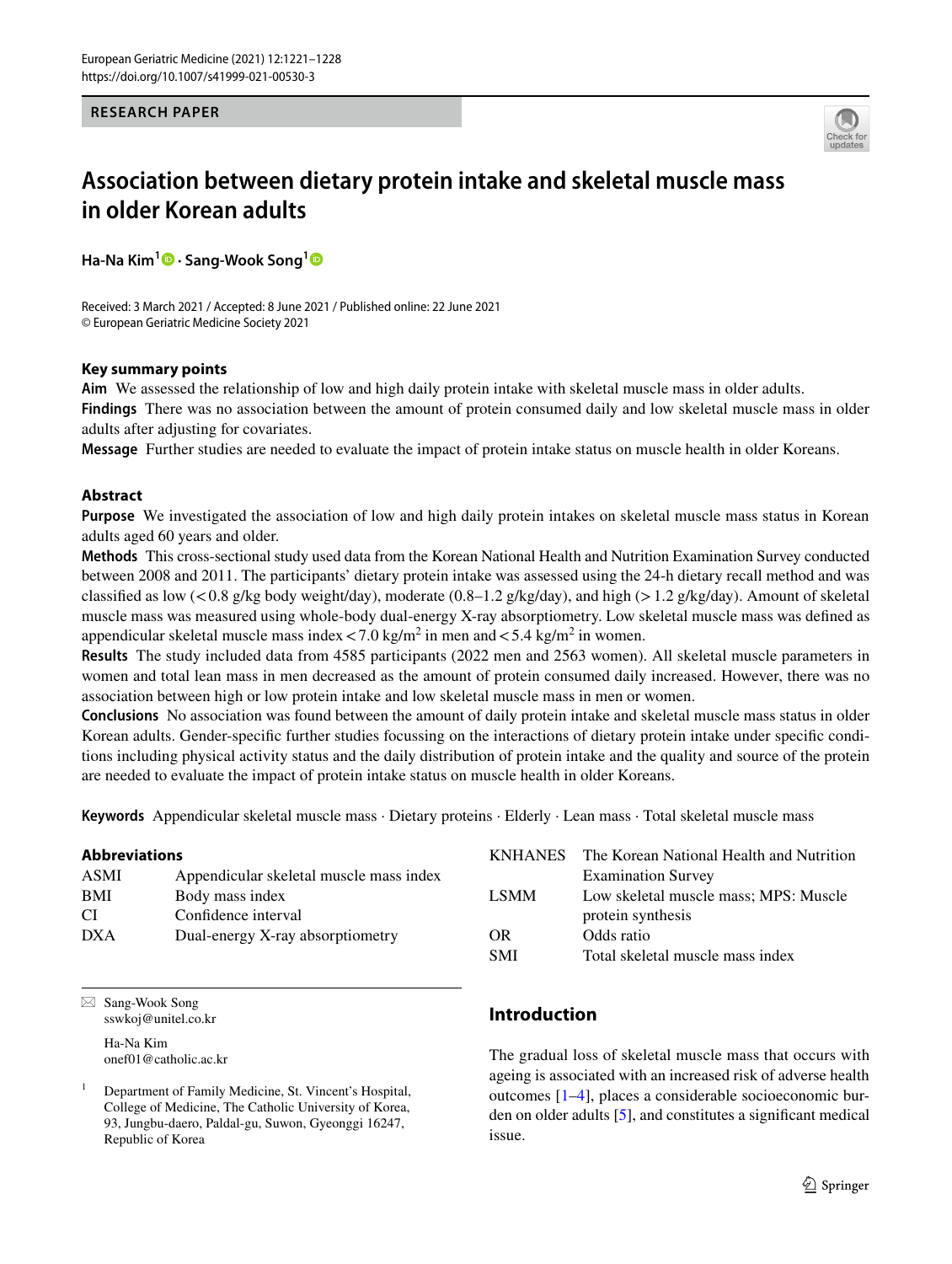RESEARCH PAPER

# Association between dietary protein intake and skeletal muscle mass in older Korean adults

**Ha-Na Kim[1] · Sang-Wook Song[1]**

Received: 3 March 2021 / Accepted: 8 June 2021 / Published online: 22 June 2021
© European Geriatric Medicine Society 2021

### Key summary points

**Aim** We assessed the relationship of low and high daily protein intake with skeletal muscle mass in older adults.

**Findings** There was no association between the amount of protein consumed daily and low skeletal muscle mass in older adults after adjusting for covariates.

**Message** Further studies are needed to evaluate the impact of protein intake status on muscle health in older Koreans.

### Abstract

**Purpose** We investigated the association of low and high daily protein intakes on skeletal muscle mass status in Korean adults aged 60 years and older.

**Methods** This cross-sectional study used data from the Korean National Health and Nutrition Examination Survey conducted between 2008 and 2011. The participants' dietary protein intake was assessed using the 24-h dietary recall method and was classified as low (< 0.8 g/kg body weight/day), moderate (0.8–1.2 g/kg/day), and high (> 1.2 g/kg/day). Amount of skeletal muscle mass was measured using whole-body dual-energy X-ray absorptiometry. Low skeletal muscle mass was defined as appendicular skeletal muscle mass index < 7.0 kg/m$^2$ in men and < 5.4 kg/m$^2$ in women.

**Results** The study included data from 4585 participants (2022 men and 2563 women). All skeletal muscle parameters in women and total lean mass in men decreased as the amount of protein consumed daily increased. However, there was no association between high or low protein intake and low skeletal muscle mass in men or women.

**Conclusions** No association was found between the amount of daily protein intake and skeletal muscle mass status in older Korean adults. Gender-specific further studies focussing on the interactions of dietary protein intake under specific conditions including physical activity status and the daily distribution of protein intake and the quality and source of the protein are needed to evaluate the impact of protein intake status on muscle health in older Koreans.

**Keywords** Appendicular skeletal muscle mass · Dietary proteins · Elderly · Lean mass · Total skeletal muscle mass

### Abbreviations

| | |
|---|---|
| ASMI | Appendicular skeletal muscle mass index |
| BMI | Body mass index |
| CI | Confidence interval |
| DXA | Dual-energy X-ray absorptiometry |
| KNHANES | The Korean National Health and Nutrition Examination Survey |
| LSMM | Low skeletal muscle mass; MPS: Muscle protein synthesis |
| OR | Odds ratio |
| SMI | Total skeletal muscle mass index |

✉ Sang-Wook Song
sswkoj@unitel.co.kr

Ha-Na Kim
onef01@catholic.ac.kr

[1] Department of Family Medicine, St. Vincent's Hospital, College of Medicine, The Catholic University of Korea, 93, Jungbu-daero, Paldal-gu, Suwon, Gyeonggi 16247, Republic of Korea

## Introduction

The gradual loss of skeletal muscle mass that occurs with ageing is associated with an increased risk of adverse health outcomes [1–4], places a considerable socioeconomic burden on older adults [5], and constitutes a significant medical issue.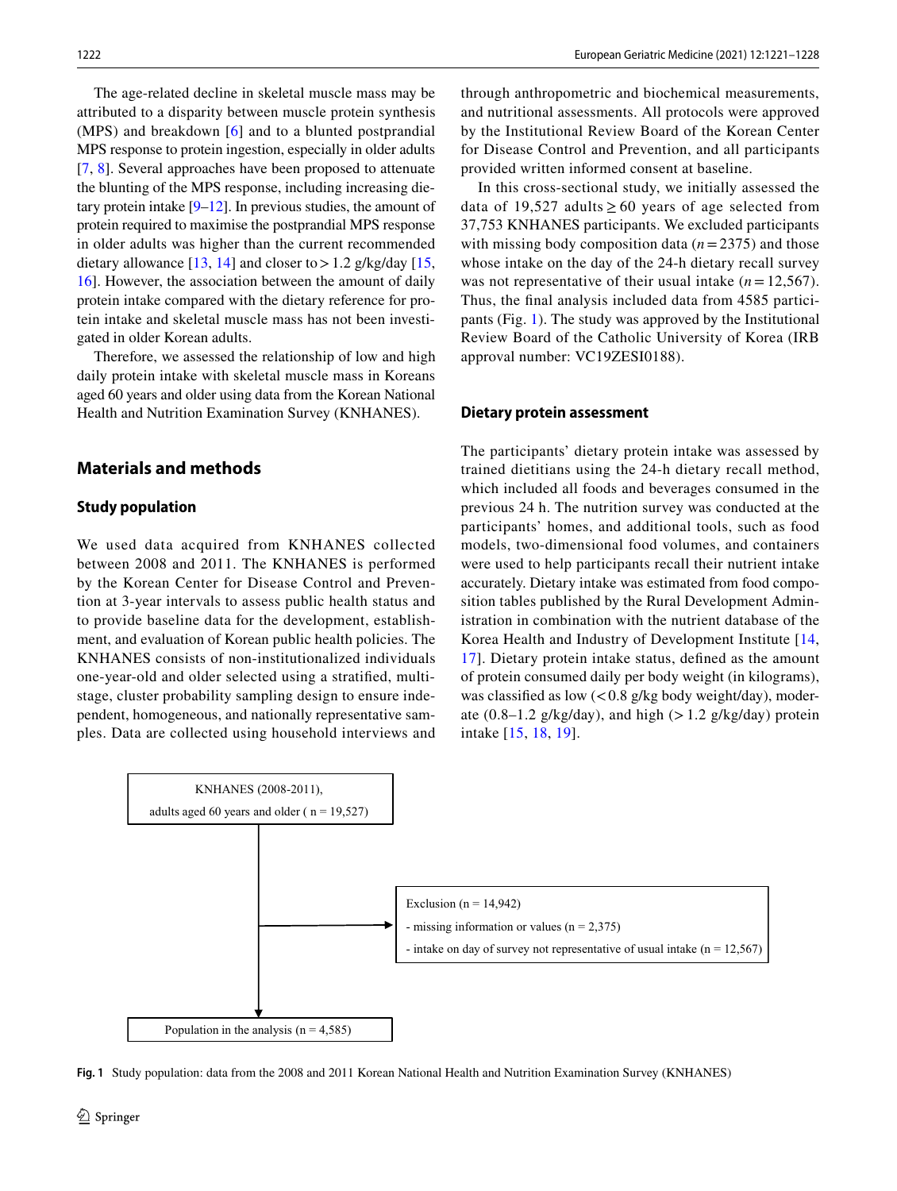The age-related decline in skeletal muscle mass may be attributed to a disparity between muscle protein synthesis (MPS) and breakdown [6] and to a blunted postprandial MPS response to protein ingestion, especially in older adults [7, 8]. Several approaches have been proposed to attenuate the blunting of the MPS response, including increasing dietary protein intake [9–12]. In previous studies, the amount of protein required to maximise the postprandial MPS response in older adults was higher than the current recommended dietary allowance [13, 14] and closer to > 1.2 g/kg/day [15, 16]. However, the association between the amount of daily protein intake compared with the dietary reference for protein intake and skeletal muscle mass has not been investigated in older Korean adults.

Therefore, we assessed the relationship of low and high daily protein intake with skeletal muscle mass in Koreans aged 60 years and older using data from the Korean National Health and Nutrition Examination Survey (KNHANES).

## Materials and methods

### Study population

We used data acquired from KNHANES collected between 2008 and 2011. The KNHANES is performed by the Korean Center for Disease Control and Prevention at 3-year intervals to assess public health status and to provide baseline data for the development, establishment, and evaluation of Korean public health policies. The KNHANES consists of non-institutionalized individuals one-year-old and older selected using a stratified, multistage, cluster probability sampling design to ensure independent, homogeneous, and nationally representative samples. Data are collected using household interviews and through anthropometric and biochemical measurements, and nutritional assessments. All protocols were approved by the Institutional Review Board of the Korean Center for Disease Control and Prevention, and all participants provided written informed consent at baseline.

In this cross-sectional study, we initially assessed the data of 19,527 adults ≥ 60 years of age selected from 37,753 KNHANES participants. We excluded participants with missing body composition data ($n = 2375$) and those whose intake on the day of the 24-h dietary recall survey was not representative of their usual intake ($n = 12,567$). Thus, the final analysis included data from 4585 participants (Fig. 1). The study was approved by the Institutional Review Board of the Catholic University of Korea (IRB approval number: VC19ZESI0188).

### Dietary protein assessment

The participants' dietary protein intake was assessed by trained dietitians using the 24-h dietary recall method, which included all foods and beverages consumed in the previous 24 h. The nutrition survey was conducted at the participants' homes, and additional tools, such as food models, two-dimensional food volumes, and containers were used to help participants recall their nutrient intake accurately. Dietary intake was estimated from food composition tables published by the Rural Development Administration in combination with the nutrient database of the Korea Health and Industry of Development Institute [14, 17]. Dietary protein intake status, defined as the amount of protein consumed daily per body weight (in kilograms), was classified as low (< 0.8 g/kg body weight/day), moderate (0.8–1.2 g/kg/day), and high (> 1.2 g/kg/day) protein intake [15, 18, 19].

KNHANES (2008-2011), adults aged 60 years and older ( n = 19,527)

Exclusion (n = 14,942)
- missing information or values (n = 2,375)
- intake on day of survey not representative of usual intake (n = 12,567)

Population in the analysis (n = 4,585)

**Fig. 1** Study population: data from the 2008 and 2011 Korean National Health and Nutrition Examination Survey (KNHANES)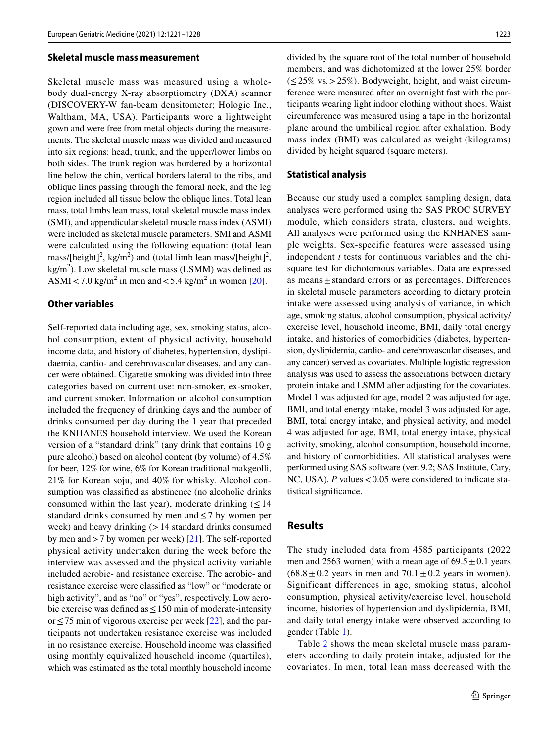### Skeletal muscle mass measurement

Skeletal muscle mass was measured using a whole-body dual-energy X-ray absorptiometry (DXA) scanner (DISCOVERY-W fan-beam densitometer; Hologic Inc., Waltham, MA, USA). Participants wore a lightweight gown and were free from metal objects during the measurements. The skeletal muscle mass was divided and measured into six regions: head, trunk, and the upper/lower limbs on both sides. The trunk region was bordered by a horizontal line below the chin, vertical borders lateral to the ribs, and oblique lines passing through the femoral neck, and the leg region included all tissue below the oblique lines. Total lean mass, total limbs lean mass, total skeletal muscle mass index (SMI), and appendicular skeletal muscle mass index (ASMI) were included as skeletal muscle parameters. SMI and ASMI were calculated using the following equation: (total lean mass/[height]$^2$, kg/m$^2$) and (total limb lean mass/[height]$^2$, kg/m$^2$). Low skeletal muscle mass (LSMM) was defined as ASMI < 7.0 kg/m$^2$ in men and < 5.4 kg/m$^2$ in women [20].

### Other variables

Self-reported data including age, sex, smoking status, alcohol consumption, extent of physical activity, household income data, and history of diabetes, hypertension, dyslipidaemia, cardio- and cerebrovascular diseases, and any cancer were obtained. Cigarette smoking was divided into three categories based on current use: non-smoker, ex-smoker, and current smoker. Information on alcohol consumption included the frequency of drinking days and the number of drinks consumed per day during the 1 year that preceded the KNHANES household interview. We used the Korean version of a "standard drink" (any drink that contains 10 g pure alcohol) based on alcohol content (by volume) of 4.5% for beer, 12% for wine, 6% for Korean traditional makgeolli, 21% for Korean soju, and 40% for whisky. Alcohol consumption was classified as abstinence (no alcoholic drinks consumed within the last year), moderate drinking (≤ 14 standard drinks consumed by men and ≤ 7 by women per week) and heavy drinking (> 14 standard drinks consumed by men and > 7 by women per week) [21]. The self-reported physical activity undertaken during the week before the interview was assessed and the physical activity variable included aerobic- and resistance exercise. The aerobic- and resistance exercise were classified as "low" or "moderate or high activity", and as "no" or "yes", respectively. Low aerobic exercise was defined as ≤ 150 min of moderate-intensity or ≤ 75 min of vigorous exercise per week [22], and the participants not undertaken resistance exercise was included in no resistance exercise. Household income was classified using monthly equivalized household income (quartiles), which was estimated as the total monthly household income divided by the square root of the total number of household members, and was dichotomized at the lower 25% border (≤ 25% vs. > 25%). Bodyweight, height, and waist circumference were measured after an overnight fast with the participants wearing light indoor clothing without shoes. Waist circumference was measured using a tape in the horizontal plane around the umbilical region after exhalation. Body mass index (BMI) was calculated as weight (kilograms) divided by height squared (square meters).

### Statistical analysis

Because our study used a complex sampling design, data analyses were performed using the SAS PROC SURVEY module, which considers strata, clusters, and weights. All analyses were performed using the KNHANES sample weights. Sex-specific features were assessed using independent *t* tests for continuous variables and the chi-square test for dichotomous variables. Data are expressed as means ± standard errors or as percentages. Differences in skeletal muscle parameters according to dietary protein intake were assessed using analysis of variance, in which age, smoking status, alcohol consumption, physical activity/exercise level, household income, BMI, daily total energy intake, and histories of comorbidities (diabetes, hypertension, dyslipidemia, cardio- and cerebrovascular diseases, and any cancer) served as covariates. Multiple logistic regression analysis was used to assess the associations between dietary protein intake and LSMM after adjusting for the covariates. Model 1 was adjusted for age, model 2 was adjusted for age, BMI, and total energy intake, model 3 was adjusted for age, BMI, total energy intake, and physical activity, and model 4 was adjusted for age, BMI, total energy intake, physical activity, smoking, alcohol consumption, household income, and history of comorbidities. All statistical analyses were performed using SAS software (ver. 9.2; SAS Institute, Cary, NC, USA). *P* values < 0.05 were considered to indicate statistical significance.

## Results

The study included data from 4585 participants (2022 men and 2563 women) with a mean age of 69.5 ± 0.1 years (68.8 ± 0.2 years in men and 70.1 ± 0.2 years in women). Significant differences in age, smoking status, alcohol consumption, physical activity/exercise level, household income, histories of hypertension and dyslipidemia, BMI, and daily total energy intake were observed according to gender (Table 1).

Table 2 shows the mean skeletal muscle mass parameters according to daily protein intake, adjusted for the covariates. In men, total lean mass decreased with the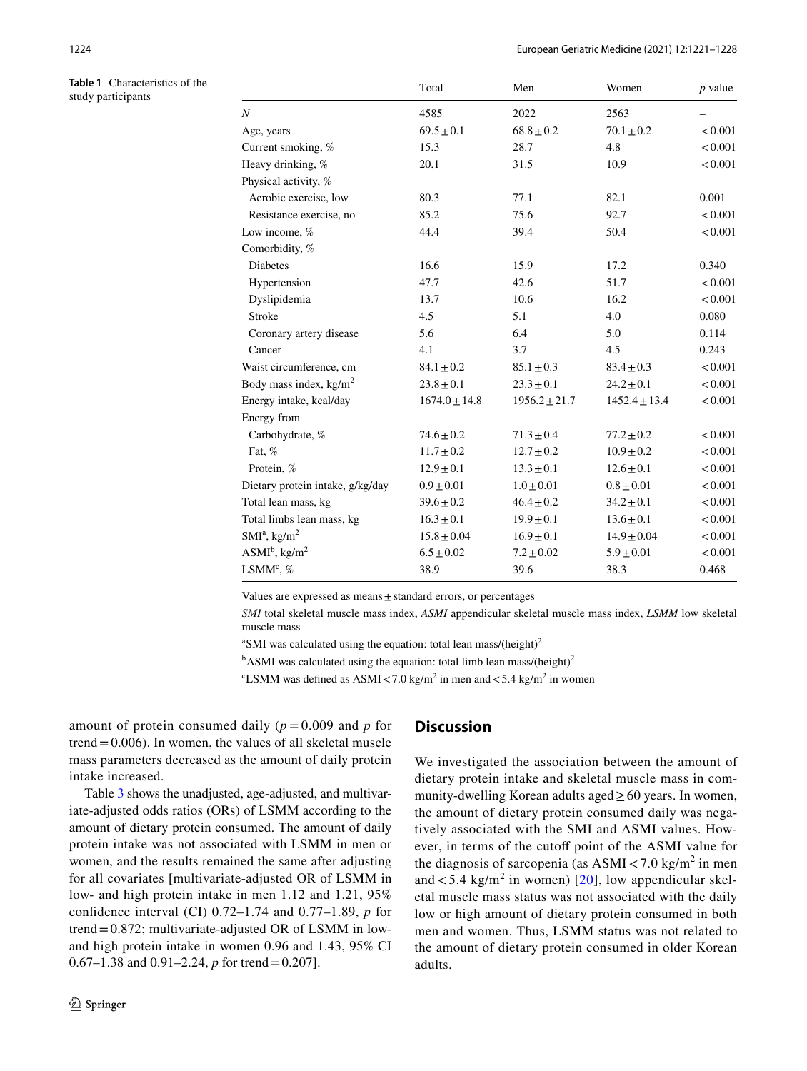**Table 1** Characteristics of the study participants

| | Total | Men | Women | *p* value |
|---|---|---|---|---|
| *N* | 4585 | 2022 | 2563 | – |
| Age, years | 69.5 ± 0.1 | 68.8 ± 0.2 | 70.1 ± 0.2 | < 0.001 |
| Current smoking, % | 15.3 | 28.7 | 4.8 | < 0.001 |
| Heavy drinking, % | 20.1 | 31.5 | 10.9 | < 0.001 |
| Physical activity, % | | | | |
| Aerobic exercise, low | 80.3 | 77.1 | 82.1 | 0.001 |
| Resistance exercise, no | 85.2 | 75.6 | 92.7 | < 0.001 |
| Low income, % | 44.4 | 39.4 | 50.4 | < 0.001 |
| Comorbidity, % | | | | |
| Diabetes | 16.6 | 15.9 | 17.2 | 0.340 |
| Hypertension | 47.7 | 42.6 | 51.7 | < 0.001 |
| Dyslipidemia | 13.7 | 10.6 | 16.2 | < 0.001 |
| Stroke | 4.5 | 5.1 | 4.0 | 0.080 |
| Coronary artery disease | 5.6 | 6.4 | 5.0 | 0.114 |
| Cancer | 4.1 | 3.7 | 4.5 | 0.243 |
| Waist circumference, cm | 84.1 ± 0.2 | 85.1 ± 0.3 | 83.4 ± 0.3 | < 0.001 |
| Body mass index, kg/m$^2$ | 23.8 ± 0.1 | 23.3 ± 0.1 | 24.2 ± 0.1 | < 0.001 |
| Energy intake, kcal/day | 1674.0 ± 14.8 | 1956.2 ± 21.7 | 1452.4 ± 13.4 | < 0.001 |
| Energy from | | | | |
| Carbohydrate, % | 74.6 ± 0.2 | 71.3 ± 0.4 | 77.2 ± 0.2 | < 0.001 |
| Fat, % | 11.7 ± 0.2 | 12.7 ± 0.2 | 10.9 ± 0.2 | < 0.001 |
| Protein, % | 12.9 ± 0.1 | 13.3 ± 0.1 | 12.6 ± 0.1 | < 0.001 |
| Dietary protein intake, g/kg/day | 0.9 ± 0.01 | 1.0 ± 0.01 | 0.8 ± 0.01 | < 0.001 |
| Total lean mass, kg | 39.6 ± 0.2 | 46.4 ± 0.2 | 34.2 ± 0.1 | < 0.001 |
| Total limbs lean mass, kg | 16.3 ± 0.1 | 19.9 ± 0.1 | 13.6 ± 0.1 | < 0.001 |
| SMI[a], kg/m$^2$ | 15.8 ± 0.04 | 16.9 ± 0.1 | 14.9 ± 0.04 | < 0.001 |
| ASMI[b], kg/m$^2$ | 6.5 ± 0.02 | 7.2 ± 0.02 | 5.9 ± 0.01 | < 0.001 |
| LSMM[c], % | 38.9 | 39.6 | 38.3 | 0.468 |

Values are expressed as means ± standard errors, or percentages

*SMI* total skeletal muscle mass index, *ASMI* appendicular skeletal muscle mass index, *LSMM* low skeletal muscle mass

[a]SMI was calculated using the equation: total lean mass/(height)$^2$

[b]ASMI was calculated using the equation: total limb lean mass/(height)$^2$

[c]LSMM was defined as ASMI < 7.0 kg/m$^2$ in men and < 5.4 kg/m$^2$ in women

amount of protein consumed daily ($p = 0.009$ and $p$ for trend = 0.006). In women, the values of all skeletal muscle mass parameters decreased as the amount of daily protein intake increased.

Table 3 shows the unadjusted, age-adjusted, and multivariate-adjusted odds ratios (ORs) of LSMM according to the amount of dietary protein consumed. The amount of daily protein intake was not associated with LSMM in men or women, and the results remained the same after adjusting for all covariates [multivariate-adjusted OR of LSMM in low- and high protein intake in men 1.12 and 1.21, 95% confidence interval (CI) 0.72–1.74 and 0.77–1.89, $p$ for trend = 0.872; multivariate-adjusted OR of LSMM in low- and high protein intake in women 0.96 and 1.43, 95% CI 0.67–1.38 and 0.91–2.24, $p$ for trend = 0.207].

## Discussion

We investigated the association between the amount of dietary protein intake and skeletal muscle mass in community-dwelling Korean adults aged ≥ 60 years. In women, the amount of dietary protein consumed daily was negatively associated with the SMI and ASMI values. However, in terms of the cutoff point of the ASMI value for the diagnosis of sarcopenia (as ASMI < 7.0 kg/m$^2$ in men and < 5.4 kg/m$^2$ in women) [20], low appendicular skeletal muscle mass status was not associated with the daily low or high amount of dietary protein consumed in both men and women. Thus, LSMM status was not related to the amount of dietary protein consumed in older Korean adults.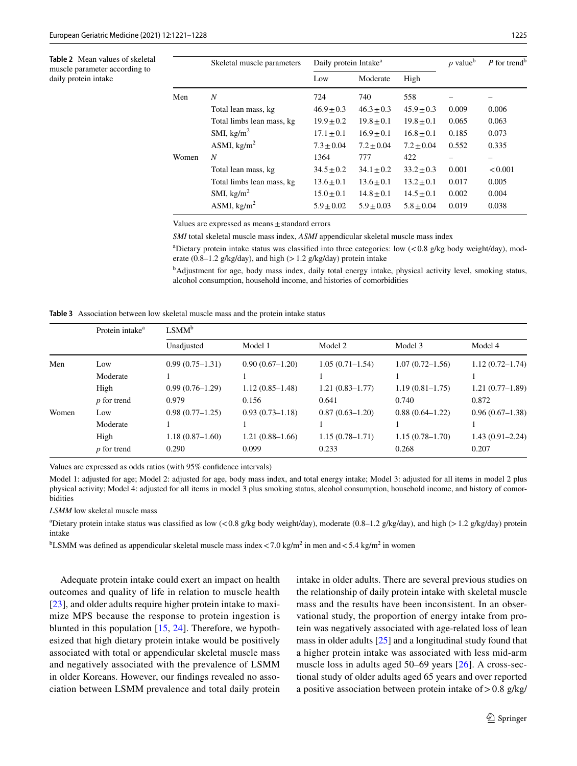**Table 2** Mean values of skeletal muscle parameter according to daily protein intake

| | Skeletal muscle parameters | Daily protein Intake[a] | | | $p$ value[b] | $P$ for trend[b] |
|---|---|---|---|---|---|---|
| | | Low | Moderate | High | | |
| Men | $N$ | 724 | 740 | 558 | – | – |
| | Total lean mass, kg | 46.9 ± 0.3 | 46.3 ± 0.3 | 45.9 ± 0.3 | 0.009 | 0.006 |
| | Total limbs lean mass, kg | 19.9 ± 0.2 | 19.8 ± 0.1 | 19.8 ± 0.1 | 0.065 | 0.063 |
| | SMI, kg/m$^2$ | 17.1 ± 0.1 | 16.9 ± 0.1 | 16.8 ± 0.1 | 0.185 | 0.073 |
| | ASMI, kg/m$^2$ | 7.3 ± 0.04 | 7.2 ± 0.04 | 7.2 ± 0.04 | 0.552 | 0.335 |
| Women | $N$ | 1364 | 777 | 422 | – | – |
| | Total lean mass, kg | 34.5 ± 0.2 | 34.1 ± 0.2 | 33.2 ± 0.3 | 0.001 | < 0.001 |
| | Total limbs lean mass, kg | 13.6 ± 0.1 | 13.6 ± 0.1 | 13.2 ± 0.1 | 0.017 | 0.005 |
| | SMI, kg/m$^2$ | 15.0 ± 0.1 | 14.8 ± 0.1 | 14.5 ± 0.1 | 0.002 | 0.004 |
| | ASMI, kg/m$^2$ | 5.9 ± 0.02 | 5.9 ± 0.03 | 5.8 ± 0.04 | 0.019 | 0.038 |

Values are expressed as means ± standard errors

*SMI* total skeletal muscle mass index, *ASMI* appendicular skeletal muscle mass index

[a]Dietary protein intake status was classified into three categories: low (< 0.8 g/kg body weight/day), moderate (0.8–1.2 g/kg/day), and high (> 1.2 g/kg/day) protein intake

[b]Adjustment for age, body mass index, daily total energy intake, physical activity level, smoking status, alcohol consumption, household income, and histories of comorbidities

**Table 3** Association between low skeletal muscle mass and the protein intake status

| | Protein intake[a] | LSMM[b] | | | | |
|---|---|---|---|---|---|---|
| | | Unadjusted | Model 1 | Model 2 | Model 3 | Model 4 |
| Men | Low | 0.99 (0.75–1.31) | 0.90 (0.67–1.20) | 1.05 (0.71–1.54) | 1.07 (0.72–1.56) | 1.12 (0.72–1.74) |
| | Moderate | 1 | 1 | 1 | 1 | 1 |
| | High | 0.99 (0.76–1.29) | 1.12 (0.85–1.48) | 1.21 (0.83–1.77) | 1.19 (0.81–1.75) | 1.21 (0.77–1.89) |
| | $p$ for trend | 0.979 | 0.156 | 0.641 | 0.740 | 0.872 |
| Women | Low | 0.98 (0.77–1.25) | 0.93 (0.73–1.18) | 0.87 (0.63–1.20) | 0.88 (0.64–1.22) | 0.96 (0.67–1.38) |
| | Moderate | 1 | 1 | 1 | 1 | 1 |
| | High | 1.18 (0.87–1.60) | 1.21 (0.88–1.66) | 1.15 (0.78–1.71) | 1.15 (0.78–1.70) | 1.43 (0.91–2.24) |
| | $p$ for trend | 0.290 | 0.099 | 0.233 | 0.268 | 0.207 |

Values are expressed as odds ratios (with 95% confidence intervals)

Model 1: adjusted for age; Model 2: adjusted for age, body mass index, and total energy intake; Model 3: adjusted for all items in model 2 plus physical activity; Model 4: adjusted for all items in model 3 plus smoking status, alcohol consumption, household income, and history of comorbidities

*LSMM* low skeletal muscle mass

[a]Dietary protein intake status was classified as low (< 0.8 g/kg body weight/day), moderate (0.8–1.2 g/kg/day), and high (> 1.2 g/kg/day) protein intake

[b]LSMM was defined as appendicular skeletal muscle mass index < 7.0 kg/m$^2$ in men and < 5.4 kg/m$^2$ in women

Adequate protein intake could exert an impact on health outcomes and quality of life in relation to muscle health [23], and older adults require higher protein intake to maximize MPS because the response to protein ingestion is blunted in this population [15, 24]. Therefore, we hypothesized that high dietary protein intake would be positively associated with total or appendicular skeletal muscle mass and negatively associated with the prevalence of LSMM in older Koreans. However, our findings revealed no association between LSMM prevalence and total daily protein intake in older adults. There are several previous studies on the relationship of daily protein intake with skeletal muscle mass and the results have been inconsistent. In an observational study, the proportion of energy intake from protein was negatively associated with age-related loss of lean mass in older adults [25] and a longitudinal study found that a higher protein intake was associated with less mid-arm muscle loss in adults aged 50–69 years [26]. A cross-sectional study of older adults aged 65 years and over reported a positive association between protein intake of > 0.8 g/kg/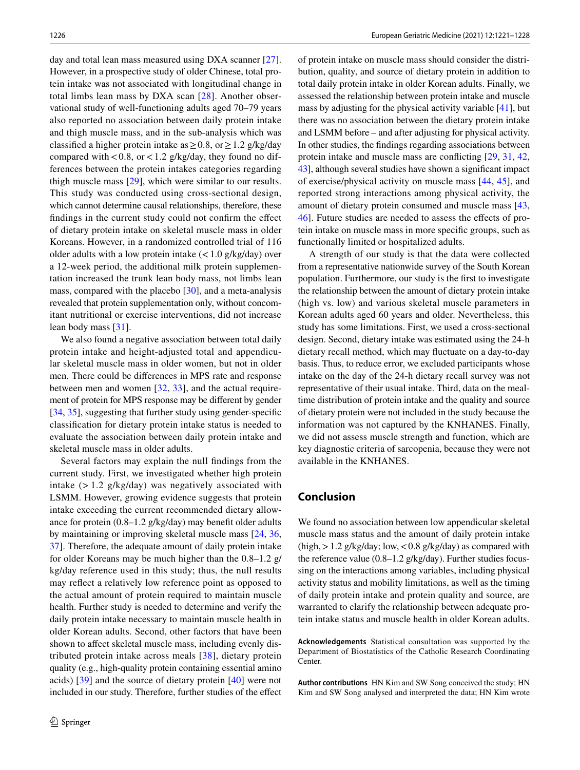day and total lean mass measured using DXA scanner [27]. However, in a prospective study of older Chinese, total protein intake was not associated with longitudinal change in total limbs lean mass by DXA scan [28]. Another observational study of well-functioning adults aged 70–79 years also reported no association between daily protein intake and thigh muscle mass, and in the sub-analysis which was classified a higher protein intake as ≥ 0.8, or ≥ 1.2 g/kg/day compared with < 0.8, or < 1.2 g/kg/day, they found no differences between the protein intakes categories regarding thigh muscle mass [29], which were similar to our results. This study was conducted using cross-sectional design, which cannot determine causal relationships, therefore, these findings in the current study could not confirm the effect of dietary protein intake on skeletal muscle mass in older Koreans. However, in a randomized controlled trial of 116 older adults with a low protein intake (< 1.0 g/kg/day) over a 12-week period, the additional milk protein supplementation increased the trunk lean body mass, not limbs lean mass, compared with the placebo [30], and a meta-analysis revealed that protein supplementation only, without concomitant nutritional or exercise interventions, did not increase lean body mass [31].

We also found a negative association between total daily protein intake and height-adjusted total and appendicular skeletal muscle mass in older women, but not in older men. There could be differences in MPS rate and response between men and women [32, 33], and the actual requirement of protein for MPS response may be different by gender [34, 35], suggesting that further study using gender-specific classification for dietary protein intake status is needed to evaluate the association between daily protein intake and skeletal muscle mass in older adults.

Several factors may explain the null findings from the current study. First, we investigated whether high protein intake (> 1.2 g/kg/day) was negatively associated with LSMM. However, growing evidence suggests that protein intake exceeding the current recommended dietary allowance for protein (0.8–1.2 g/kg/day) may benefit older adults by maintaining or improving skeletal muscle mass [24, 36, 37]. Therefore, the adequate amount of daily protein intake for older Koreans may be much higher than the 0.8–1.2 g/kg/day reference used in this study; thus, the null results may reflect a relatively low reference point as opposed to the actual amount of protein required to maintain muscle health. Further study is needed to determine and verify the daily protein intake necessary to maintain muscle health in older Korean adults. Second, other factors that have been shown to affect skeletal muscle mass, including evenly distributed protein intake across meals [38], dietary protein quality (e.g., high-quality protein containing essential amino acids) [39] and the source of dietary protein [40] were not included in our study. Therefore, further studies of the effect of protein intake on muscle mass should consider the distribution, quality, and source of dietary protein in addition to total daily protein intake in older Korean adults. Finally, we assessed the relationship between protein intake and muscle mass by adjusting for the physical activity variable [41], but there was no association between the dietary protein intake and LSMM before – and after adjusting for physical activity. In other studies, the findings regarding associations between protein intake and muscle mass are conflicting [29, 31, 42, 43], although several studies have shown a significant impact of exercise/physical activity on muscle mass [44, 45], and reported strong interactions among physical activity, the amount of dietary protein consumed and muscle mass [43, 46]. Future studies are needed to assess the effects of protein intake on muscle mass in more specific groups, such as functionally limited or hospitalized adults.

A strength of our study is that the data were collected from a representative nationwide survey of the South Korean population. Furthermore, our study is the first to investigate the relationship between the amount of dietary protein intake (high vs. low) and various skeletal muscle parameters in Korean adults aged 60 years and older. Nevertheless, this study has some limitations. First, we used a cross-sectional design. Second, dietary intake was estimated using the 24-h dietary recall method, which may fluctuate on a day-to-day basis. Thus, to reduce error, we excluded participants whose intake on the day of the 24-h dietary recall survey was not representative of their usual intake. Third, data on the mealtime distribution of protein intake and the quality and source of dietary protein were not included in the study because the information was not captured by the KNHANES. Finally, we did not assess muscle strength and function, which are key diagnostic criteria of sarcopenia, because they were not available in the KNHANES.

## Conclusion

We found no association between low appendicular skeletal muscle mass status and the amount of daily protein intake (high, > 1.2 g/kg/day; low, < 0.8 g/kg/day) as compared with the reference value (0.8–1.2 g/kg/day). Further studies focussing on the interactions among variables, including physical activity status and mobility limitations, as well as the timing of daily protein intake and protein quality and source, are warranted to clarify the relationship between adequate protein intake status and muscle health in older Korean adults.

**Acknowledgements** Statistical consultation was supported by the Department of Biostatistics of the Catholic Research Coordinating Center.

**Author contributions** HN Kim and SW Song conceived the study; HN Kim and SW Song analysed and interpreted the data; HN Kim wrote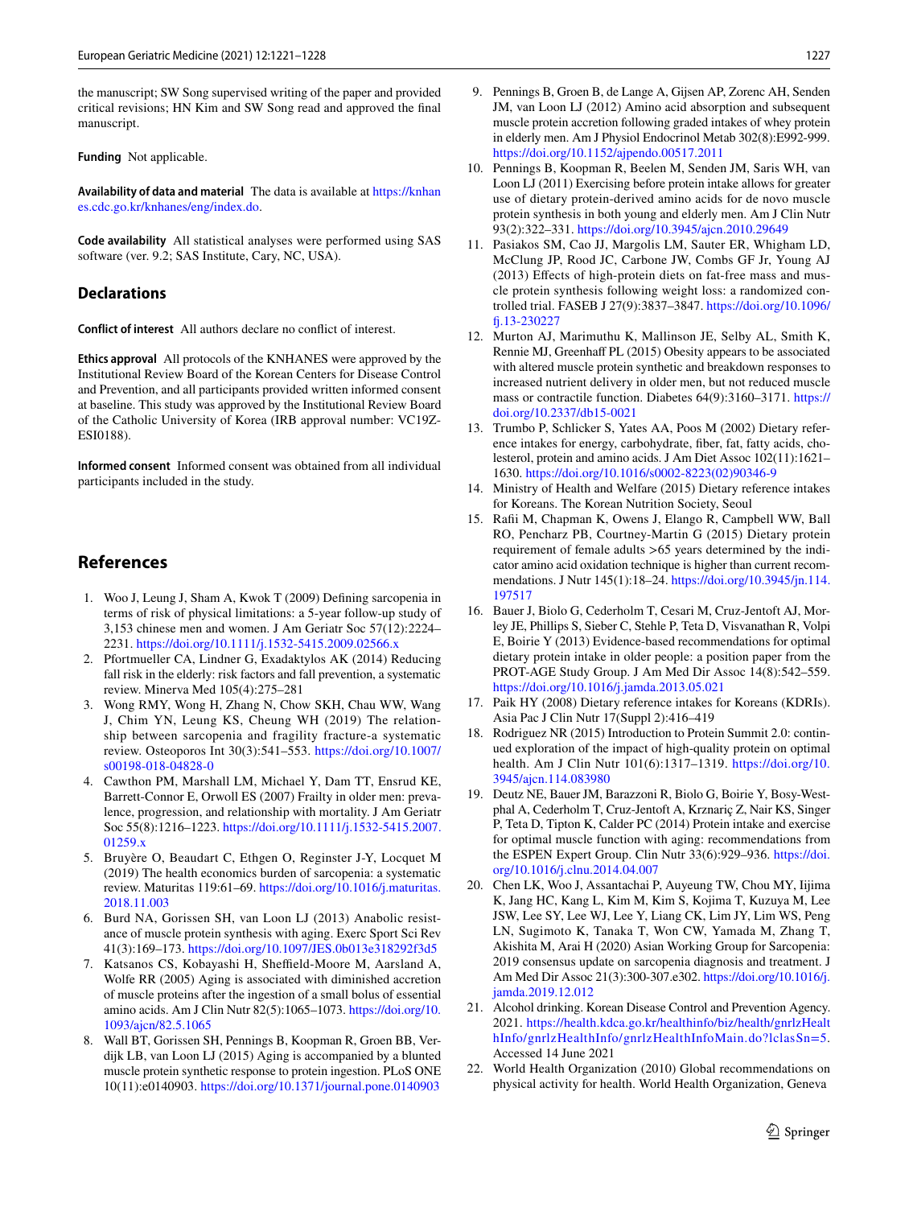the manuscript; SW Song supervised writing of the paper and provided critical revisions; HN Kim and SW Song read and approved the final manuscript.

**Funding** Not applicable.

**Availability of data and material** The data is available at https://knhanes.cdc.go.kr/knhanes/eng/index.do.

**Code availability** All statistical analyses were performed using SAS software (ver. 9.2; SAS Institute, Cary, NC, USA).

## Declarations

**Conflict of interest** All authors declare no conflict of interest.

**Ethics approval** All protocols of the KNHANES were approved by the Institutional Review Board of the Korean Centers for Disease Control and Prevention, and all participants provided written informed consent at baseline. This study was approved by the Institutional Review Board of the Catholic University of Korea (IRB approval number: VC19ZESI0188).

**Informed consent** Informed consent was obtained from all individual participants included in the study.

## References

1. Woo J, Leung J, Sham A, Kwok T (2009) Defining sarcopenia in terms of risk of physical limitations: a 5-year follow-up study of 3,153 chinese men and women. J Am Geriatr Soc 57(12):2224–2231. https://doi.org/10.1111/j.1532-5415.2009.02566.x
2. Pfortmueller CA, Lindner G, Exadaktylos AK (2014) Reducing fall risk in the elderly: risk factors and fall prevention, a systematic review. Minerva Med 105(4):275–281
3. Wong RMY, Wong H, Zhang N, Chow SKH, Chau WW, Wang J, Chim YN, Leung KS, Cheung WH (2019) The relationship between sarcopenia and fragility fracture-a systematic review. Osteoporos Int 30(3):541–553. https://doi.org/10.1007/s00198-018-04828-0
4. Cawthon PM, Marshall LM, Michael Y, Dam TT, Ensrud KE, Barrett-Connor E, Orwoll ES (2007) Frailty in older men: prevalence, progression, and relationship with mortality. J Am Geriatr Soc 55(8):1216–1223. https://doi.org/10.1111/j.1532-5415.2007.01259.x
5. Bruyère O, Beaudart C, Ethgen O, Reginster J-Y, Locquet M (2019) The health economics burden of sarcopenia: a systematic review. Maturitas 119:61–69. https://doi.org/10.1016/j.maturitas.2018.11.003
6. Burd NA, Gorissen SH, van Loon LJ (2013) Anabolic resistance of muscle protein synthesis with aging. Exerc Sport Sci Rev 41(3):169–173. https://doi.org/10.1097/JES.0b013e318292f3d5
7. Katsanos CS, Kobayashi H, Sheffield-Moore M, Aarsland A, Wolfe RR (2005) Aging is associated with diminished accretion of muscle proteins after the ingestion of a small bolus of essential amino acids. Am J Clin Nutr 82(5):1065–1073. https://doi.org/10.1093/ajcn/82.5.1065
8. Wall BT, Gorissen SH, Pennings B, Koopman R, Groen BB, Verdijk LB, van Loon LJ (2015) Aging is accompanied by a blunted muscle protein synthetic response to protein ingestion. PLoS ONE 10(11):e0140903. https://doi.org/10.1371/journal.pone.0140903
9. Pennings B, Groen B, de Lange A, Gijsen AP, Zorenc AH, Senden JM, van Loon LJ (2012) Amino acid absorption and subsequent muscle protein accretion following graded intakes of whey protein in elderly men. Am J Physiol Endocrinol Metab 302(8):E992-999. https://doi.org/10.1152/ajpendo.00517.2011
10. Pennings B, Koopman R, Beelen M, Senden JM, Saris WH, van Loon LJ (2011) Exercising before protein intake allows for greater use of dietary protein-derived amino acids for de novo muscle protein synthesis in both young and elderly men. Am J Clin Nutr 93(2):322–331. https://doi.org/10.3945/ajcn.2010.29649
11. Pasiakos SM, Cao JJ, Margolis LM, Sauter ER, Whigham LD, McClung JP, Rood JC, Carbone JW, Combs GF Jr, Young AJ (2013) Effects of high-protein diets on fat-free mass and muscle protein synthesis following weight loss: a randomized controlled trial. FASEB J 27(9):3837–3847. https://doi.org/10.1096/fj.13-230227
12. Murton AJ, Marimuthu K, Mallinson JE, Selby AL, Smith K, Rennie MJ, Greenhaff PL (2015) Obesity appears to be associated with altered muscle protein synthetic and breakdown responses to increased nutrient delivery in older men, but not reduced muscle mass or contractile function. Diabetes 64(9):3160–3171. https://doi.org/10.2337/db15-0021
13. Trumbo P, Schlicker S, Yates AA, Poos M (2002) Dietary reference intakes for energy, carbohydrate, fiber, fat, fatty acids, cholesterol, protein and amino acids. J Am Diet Assoc 102(11):1621–1630. https://doi.org/10.1016/s0002-8223(02)90346-9
14. Ministry of Health and Welfare (2015) Dietary reference intakes for Koreans. The Korean Nutrition Society, Seoul
15. Rafii M, Chapman K, Owens J, Elango R, Campbell WW, Ball RO, Pencharz PB, Courtney-Martin G (2015) Dietary protein requirement of female adults >65 years determined by the indicator amino acid oxidation technique is higher than current recommendations. J Nutr 145(1):18–24. https://doi.org/10.3945/jn.114.197517
16. Bauer J, Biolo G, Cederholm T, Cesari M, Cruz-Jentoft AJ, Morley JE, Phillips S, Sieber C, Stehle P, Teta D, Visvanathan R, Volpi E, Boirie Y (2013) Evidence-based recommendations for optimal dietary protein intake in older people: a position paper from the PROT-AGE Study Group. J Am Med Dir Assoc 14(8):542–559. https://doi.org/10.1016/j.jamda.2013.05.021
17. Paik HY (2008) Dietary reference intakes for Koreans (KDRIs). Asia Pac J Clin Nutr 17(Suppl 2):416–419
18. Rodriguez NR (2015) Introduction to Protein Summit 2.0: continued exploration of the impact of high-quality protein on optimal health. Am J Clin Nutr 101(6):1317–1319. https://doi.org/10.3945/ajcn.114.083980
19. Deutz NE, Bauer JM, Barazzoni R, Biolo G, Boirie Y, Bosy-Westphal A, Cederholm T, Cruz-Jentoft A, Krznariç Z, Nair KS, Singer P, Teta D, Tipton K, Calder PC (2014) Protein intake and exercise for optimal muscle function with aging: recommendations from the ESPEN Expert Group. Clin Nutr 33(6):929–936. https://doi.org/10.1016/j.clnu.2014.04.007
20. Chen LK, Woo J, Assantachai P, Auyeung TW, Chou MY, Iijima K, Jang HC, Kang L, Kim M, Kim S, Kojima T, Kuzuya M, Lee JSW, Lee SY, Lee WJ, Lee Y, Liang CK, Lim JY, Lim WS, Peng LN, Sugimoto K, Tanaka T, Won CW, Yamada M, Zhang T, Akishita M, Arai H (2020) Asian Working Group for Sarcopenia: 2019 consensus update on sarcopenia diagnosis and treatment. J Am Med Dir Assoc 21(3):300-307.e302. https://doi.org/10.1016/j.jamda.2019.12.012
21. Alcohol drinking. Korean Disease Control and Prevention Agency. 2021. https://health.kdca.go.kr/healthinfo/biz/health/gnrlzHealthInfo/gnrlzHealthInfoMain.do?lclasSn=5. Accessed 14 June 2021
22. World Health Organization (2010) Global recommendations on physical activity for health. World Health Organization, Geneva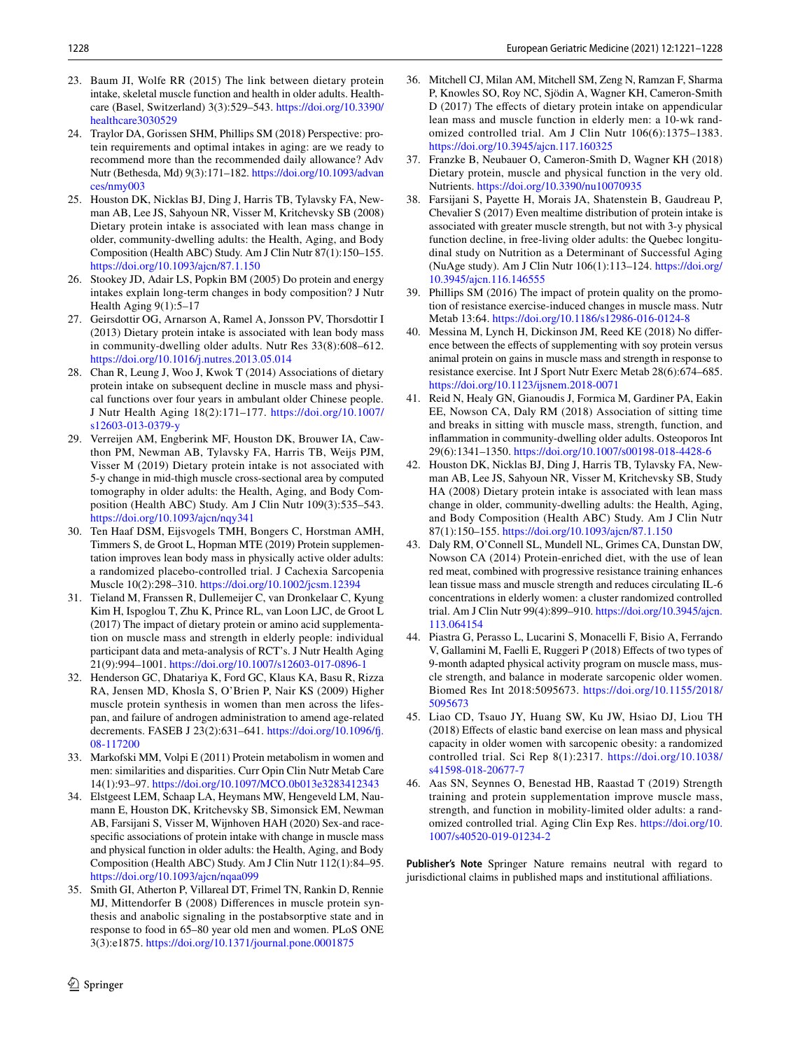23. Baum JI, Wolfe RR (2015) The link between dietary protein intake, skeletal muscle function and health in older adults. Healthcare (Basel, Switzerland) 3(3):529–543. https://doi.org/10.3390/healthcare3030529
24. Traylor DA, Gorissen SHM, Phillips SM (2018) Perspective: protein requirements and optimal intakes in aging: are we ready to recommend more than the recommended daily allowance? Adv Nutr (Bethesda, Md) 9(3):171–182. https://doi.org/10.1093/advances/nmy003
25. Houston DK, Nicklas BJ, Ding J, Harris TB, Tylavsky FA, Newman AB, Lee JS, Sahyoun NR, Visser M, Kritchevsky SB (2008) Dietary protein intake is associated with lean mass change in older, community-dwelling adults: the Health, Aging, and Body Composition (Health ABC) Study. Am J Clin Nutr 87(1):150–155. https://doi.org/10.1093/ajcn/87.1.150
26. Stookey JD, Adair LS, Popkin BM (2005) Do protein and energy intakes explain long-term changes in body composition? J Nutr Health Aging 9(1):5–17
27. Geirsdottir OG, Arnarson A, Ramel A, Jonsson PV, Thorsdottir I (2013) Dietary protein intake is associated with lean body mass in community-dwelling older adults. Nutr Res 33(8):608–612. https://doi.org/10.1016/j.nutres.2013.05.014
28. Chan R, Leung J, Woo J, Kwok T (2014) Associations of dietary protein intake on subsequent decline in muscle mass and physical functions over four years in ambulant older Chinese people. J Nutr Health Aging 18(2):171–177. https://doi.org/10.1007/s12603-013-0379-y
29. Verreijen AM, Engberink MF, Houston DK, Brouwer IA, Cawthon PM, Newman AB, Tylavsky FA, Harris TB, Weijs PJM, Visser M (2019) Dietary protein intake is not associated with 5-y change in mid-thigh muscle cross-sectional area by computed tomography in older adults: the Health, Aging, and Body Composition (Health ABC) Study. Am J Clin Nutr 109(3):535–543. https://doi.org/10.1093/ajcn/nqy341
30. Ten Haaf DSM, Eijsvogels TMH, Bongers C, Horstman AMH, Timmers S, de Groot L, Hopman MTE (2019) Protein supplementation improves lean body mass in physically active older adults: a randomized placebo-controlled trial. J Cachexia Sarcopenia Muscle 10(2):298–310. https://doi.org/10.1002/jcsm.12394
31. Tieland M, Franssen R, Dullemeijer C, van Dronkelaar C, Kyung Kim H, Ispoglou T, Zhu K, Prince RL, van Loon LJC, de Groot L (2017) The impact of dietary protein or amino acid supplementation on muscle mass and strength in elderly people: individual participant data and meta-analysis of RCT's. J Nutr Health Aging 21(9):994–1001. https://doi.org/10.1007/s12603-017-0896-1
32. Henderson GC, Dhatariya K, Ford GC, Klaus KA, Basu R, Rizza RA, Jensen MD, Khosla S, O'Brien P, Nair KS (2009) Higher muscle protein synthesis in women than men across the lifespan, and failure of androgen administration to amend age-related decrements. FASEB J 23(2):631–641. https://doi.org/10.1096/fj.08-117200
33. Markofski MM, Volpi E (2011) Protein metabolism in women and men: similarities and disparities. Curr Opin Clin Nutr Metab Care 14(1):93–97. https://doi.org/10.1097/MCO.0b013e3283412343
34. Elstgeest LEM, Schaap LA, Heymans MW, Hengeveld LM, Naumann E, Houston DK, Kritchevsky SB, Simonsick EM, Newman AB, Farsijani S, Visser M, Wijnhoven HAH (2020) Sex-and race-specific associations of protein intake with change in muscle mass and physical function in older adults: the Health, Aging, and Body Composition (Health ABC) Study. Am J Clin Nutr 112(1):84–95. https://doi.org/10.1093/ajcn/nqaa099
35. Smith GI, Atherton P, Villareal DT, Frimel TN, Rankin D, Rennie MJ, Mittendorfer B (2008) Differences in muscle protein synthesis and anabolic signaling in the postabsorptive state and in response to food in 65–80 year old men and women. PLoS ONE 3(3):e1875. https://doi.org/10.1371/journal.pone.0001875
36. Mitchell CJ, Milan AM, Mitchell SM, Zeng N, Ramzan F, Sharma P, Knowles SO, Roy NC, Sjödin A, Wagner KH, Cameron-Smith D (2017) The effects of dietary protein intake on appendicular lean mass and muscle function in elderly men: a 10-wk randomized controlled trial. Am J Clin Nutr 106(6):1375–1383. https://doi.org/10.3945/ajcn.117.160325
37. Franzke B, Neubauer O, Cameron-Smith D, Wagner KH (2018) Dietary protein, muscle and physical function in the very old. Nutrients. https://doi.org/10.3390/nu10070935
38. Farsijani S, Payette H, Morais JA, Shatenstein B, Gaudreau P, Chevalier S (2017) Even mealtime distribution of protein intake is associated with greater muscle strength, but not with 3-y physical function decline, in free-living older adults: the Quebec longitudinal study on Nutrition as a Determinant of Successful Aging (NuAge study). Am J Clin Nutr 106(1):113–124. https://doi.org/10.3945/ajcn.116.146555
39. Phillips SM (2016) The impact of protein quality on the promotion of resistance exercise-induced changes in muscle mass. Nutr Metab 13:64. https://doi.org/10.1186/s12986-016-0124-8
40. Messina M, Lynch H, Dickinson JM, Reed KE (2018) No difference between the effects of supplementing with soy protein versus animal protein on gains in muscle mass and strength in response to resistance exercise. Int J Sport Nutr Exerc Metab 28(6):674–685. https://doi.org/10.1123/ijsnem.2018-0071
41. Reid N, Healy GN, Gianoudis J, Formica M, Gardiner PA, Eakin EE, Nowson CA, Daly RM (2018) Association of sitting time and breaks in sitting with muscle mass, strength, function, and inflammation in community-dwelling older adults. Osteoporos Int 29(6):1341–1350. https://doi.org/10.1007/s00198-018-4428-6
42. Houston DK, Nicklas BJ, Ding J, Harris TB, Tylavsky FA, Newman AB, Lee JS, Sahyoun NR, Visser M, Kritchevsky SB, Study HA (2008) Dietary protein intake is associated with lean mass change in older, community-dwelling adults: the Health, Aging, and Body Composition (Health ABC) Study. Am J Clin Nutr 87(1):150–155. https://doi.org/10.1093/ajcn/87.1.150
43. Daly RM, O'Connell SL, Mundell NL, Grimes CA, Dunstan DW, Nowson CA (2014) Protein-enriched diet, with the use of lean red meat, combined with progressive resistance training enhances lean tissue mass and muscle strength and reduces circulating IL-6 concentrations in elderly women: a cluster randomized controlled trial. Am J Clin Nutr 99(4):899–910. https://doi.org/10.3945/ajcn.113.064154
44. Piastra G, Perasso L, Lucarini S, Monacelli F, Bisio A, Ferrando V, Gallamini M, Faelli E, Ruggeri P (2018) Effects of two types of 9-month adapted physical activity program on muscle mass, muscle strength, and balance in moderate sarcopenic older women. Biomed Res Int 2018:5095673. https://doi.org/10.1155/2018/5095673
45. Liao CD, Tsauo JY, Huang SW, Ku JW, Hsiao DJ, Liou TH (2018) Effects of elastic band exercise on lean mass and physical capacity in older women with sarcopenic obesity: a randomized controlled trial. Sci Rep 8(1):2317. https://doi.org/10.1038/s41598-018-20677-7
46. Aas SN, Seynnes O, Benestad HB, Raastad T (2019) Strength training and protein supplementation improve muscle mass, strength, and function in mobility-limited older adults: a randomized controlled trial. Aging Clin Exp Res. https://doi.org/10.1007/s40520-019-01234-2

**Publisher's Note** Springer Nature remains neutral with regard to jurisdictional claims in published maps and institutional affiliations.